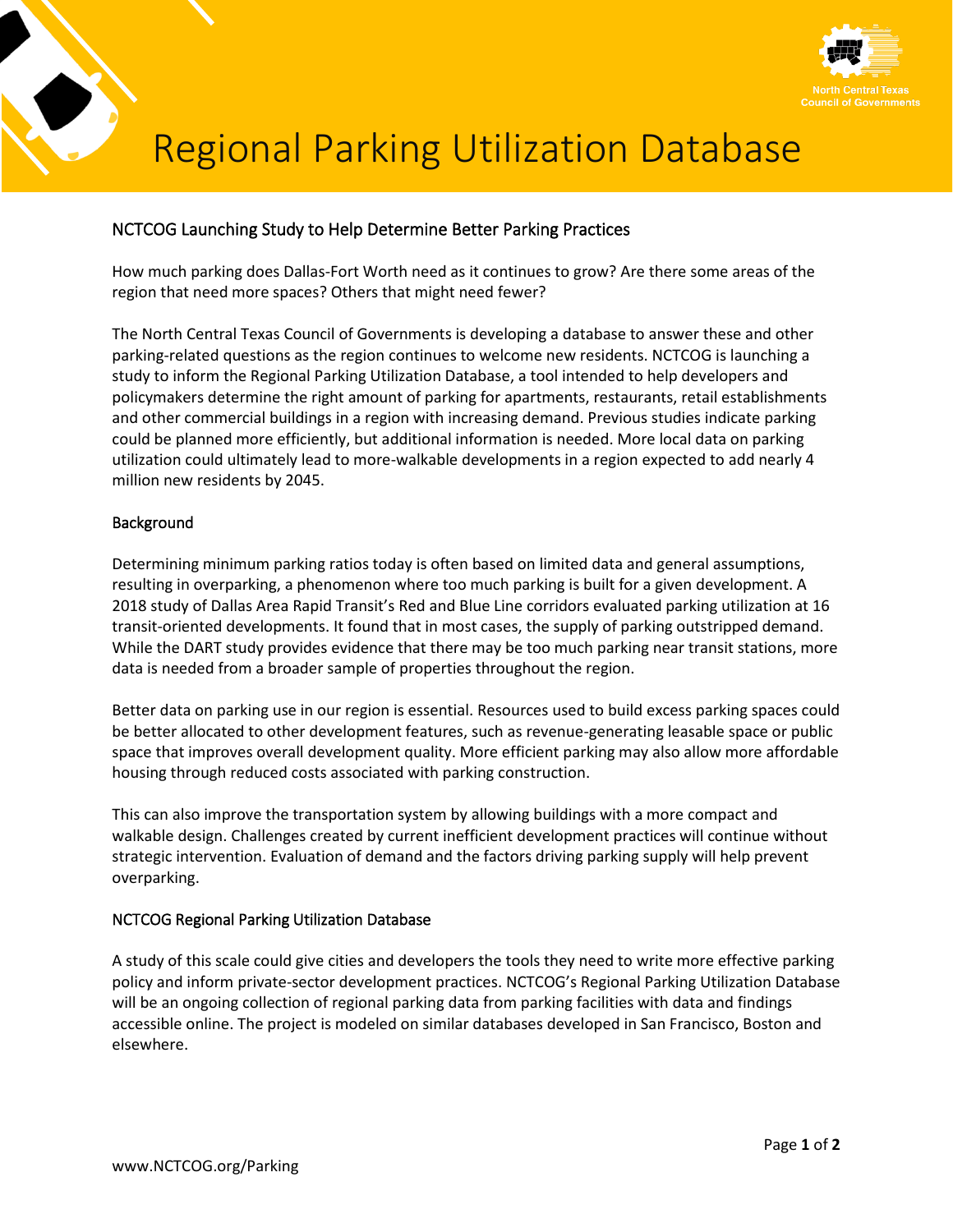North Central Texas Council of Governments

# Regional Parking Utilization Database

## NCTCOG Launching Study to Help Determine Better Parking Practices

How much parking does Dallas-Fort Worth need as it continues to grow? Are there some areas of the region that need more spaces? Others that might need fewer?

The North Central Texas Council of Governments is developing a database to answer these and other parking-related questions as the region continues to welcome new residents. NCTCOG is launching a study to inform the Regional Parking Utilization Database, a tool intended to help developers and policymakers determine the right amount of parking for apartments, restaurants, retail establishments and other commercial buildings in a region with increasing demand. Previous studies indicate parking could be planned more efficiently, but additional information is needed. More local data on parking utilization could ultimately lead to more-walkable developments in a region expected to add nearly 4 million new residents by 2045.

## Background

Determining minimum parking ratios today is often based on limited data and general assumptions, resulting in overparking, a phenomenon where too much parking is built for a given development. A 2018 study of Dallas Area Rapid Transit's Red and Blue Line corridors evaluated parking utilization at 16 transit-oriented developments. It found that in most cases, the supply of parking outstripped demand. While the DART study provides evidence that there may be too much parking near transit stations, more data is needed from a broader sample of properties throughout the region.

Better data on parking use in our region is essential. Resources used to build excess parking spaces could be better allocated to other development features, such as revenue-generating leasable space or public space that improves overall development quality. More efficient parking may also allow more affordable housing through reduced costs associated with parking construction.

This can also improve the transportation system by allowing buildings with a more compact and walkable design. Challenges created by current inefficient development practices will continue without strategic intervention. Evaluation of demand and the factors driving parking supply will help prevent overparking.

## NCTCOG Regional Parking Utilization Database

A study of this scale could give cities and developers the tools they need to write more effective parking policy and inform private-sector development practices. NCTCOG's Regional Parking Utilization Database will be an ongoing collection of regional parking data from parking facilities with data and findings accessible online. The project is modeled on similar databases developed in San Francisco, Boston and elsewhere.

www.NCTCOG.org/Parking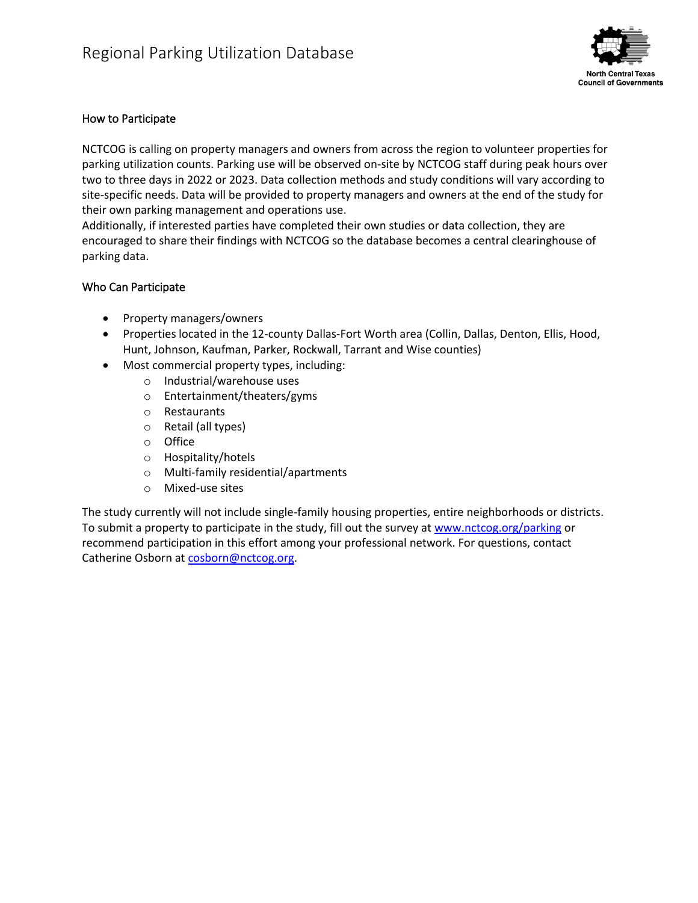## How to Participate

NCTCOG is calling on property managers and owners from across the region to volunteer properties for parking utilization counts. Parking use will be observed on-site by NCTCOG staff during peak hours over two to three days in 2022 or 2023. Data collection methods and study conditions will vary according to site-specific needs. Data will be provided to property managers and owners at the end of the study for their own parking management and operations use.
Additionally, if interested parties have completed their own studies or data collection, they are encouraged to share their findings with NCTCOG so the database becomes a central clearinghouse of parking data.

## Who Can Participate

- Property managers/owners
- Properties located in the 12-county Dallas-Fort Worth area (Collin, Dallas, Denton, Ellis, Hood, Hunt, Johnson, Kaufman, Parker, Rockwall, Tarrant and Wise counties)
- Most commercial property types, including:
  - Industrial/warehouse uses
  - Entertainment/theaters/gyms
  - Restaurants
  - Retail (all types)
  - Office
  - Hospitality/hotels
  - Multi-family residential/apartments
  - Mixed-use sites

The study currently will not include single-family housing properties, entire neighborhoods or districts. To submit a property to participate in the study, fill out the survey at [www.nctcog.org/parking](http://www.nctcog.org/parking) or recommend participation in this effort among your professional network. For questions, contact Catherine Osborn at [cosborn@nctcog.org](mailto:cosborn@nctcog.org).